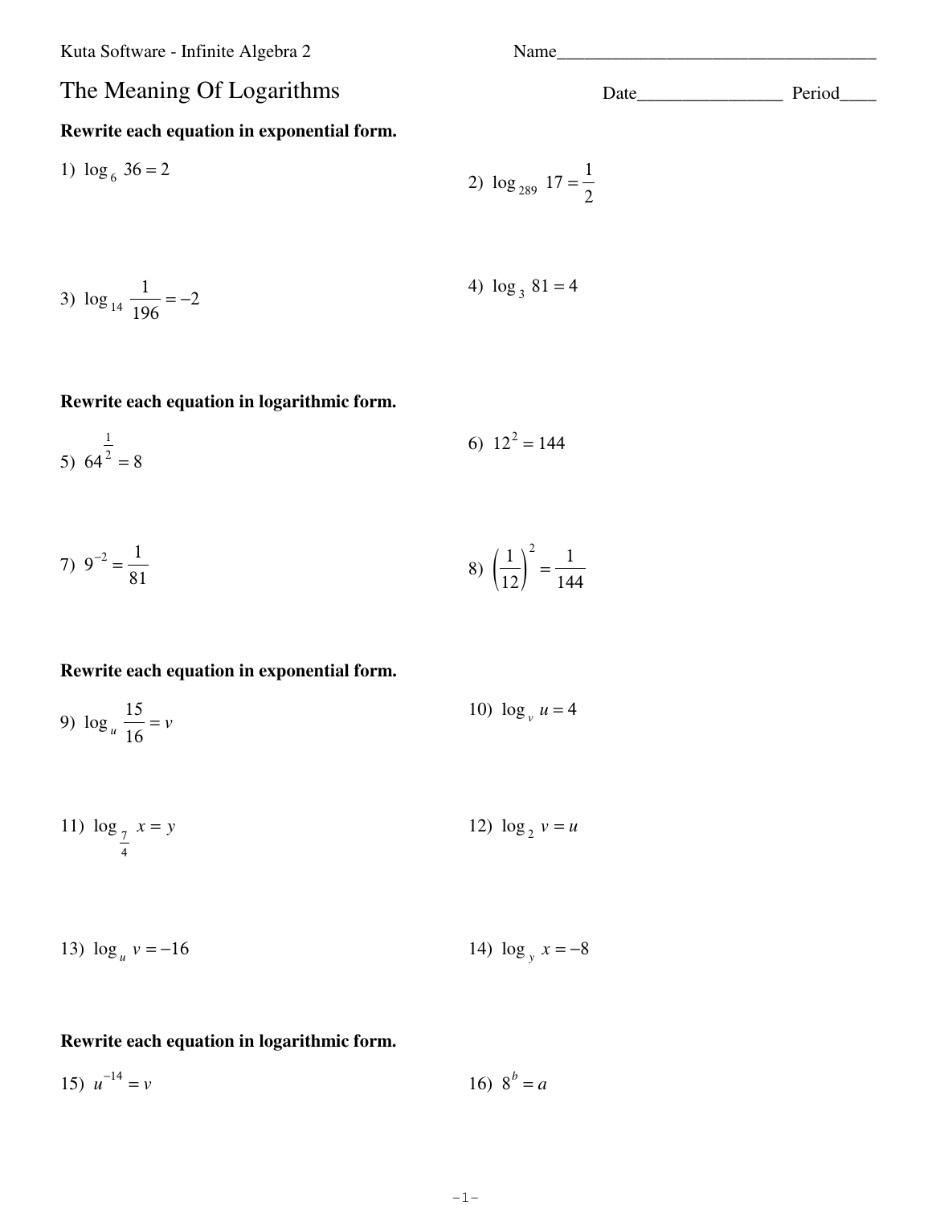Kuta Software - Infinite Algebra 2

Name____________________________________

# The Meaning Of Logarithms

Date________________ Period____

**Rewrite each equation in exponential form.**

1) $\log_6 36 = 2$

2) $\log_{289} 17 = \frac{1}{2}$

3) $\log_{14} \frac{1}{196} = -2$

4) $\log_3 81 = 4$

**Rewrite each equation in logarithmic form.**

5) $64^{\frac{1}{2}} = 8$

6) $12^2 = 144$

7) $9^{-2} = \frac{1}{81}$

8) $\left(\frac{1}{12}\right)^2 = \frac{1}{144}$

**Rewrite each equation in exponential form.**

9) $\log_u \frac{15}{16} = v$

10) $\log_v u = 4$

11) $\log_{\frac{7}{4}} x = y$

12) $\log_2 v = u$

13) $\log_u v = -16$

14) $\log_y x = -8$

**Rewrite each equation in logarithmic form.**

15) $u^{-14} = v$

16) $8^b = a$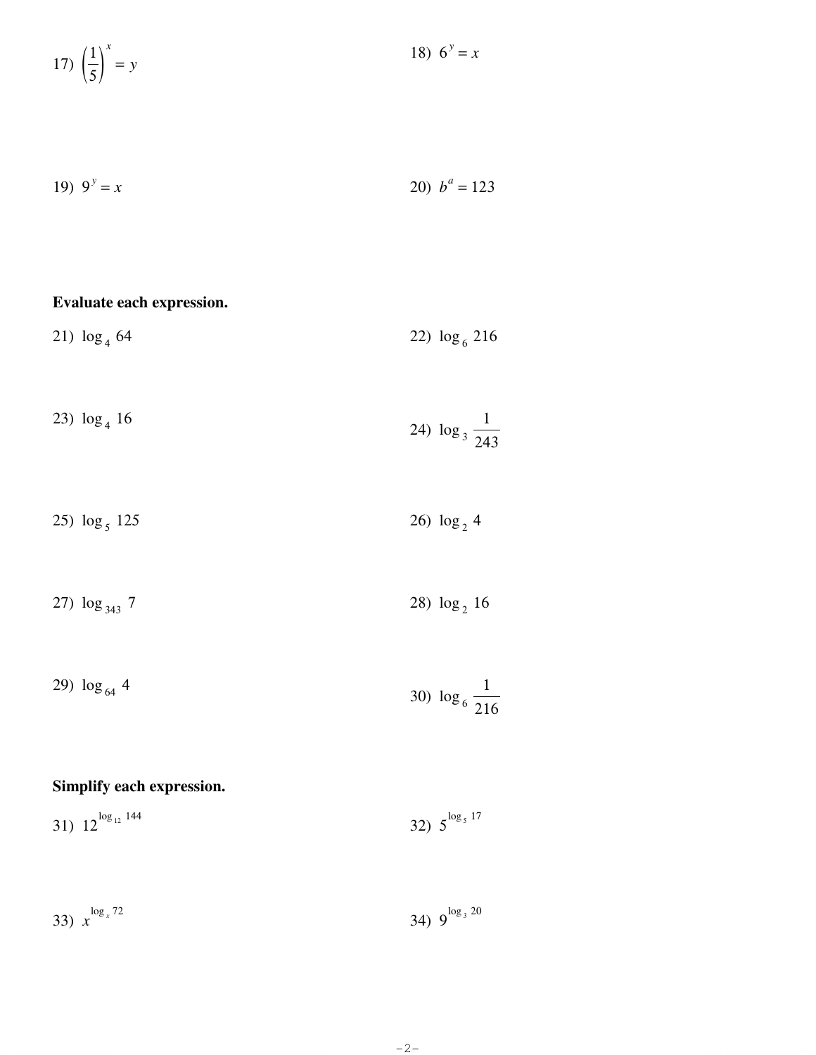17) $\left(\frac{1}{5}\right)^x = y$

18) $6^y = x$

19) $9^y = x$

20) $b^a = 123$

**Evaluate each expression.**

21) $\log_4 64$

22) $\log_6 216$

23) $\log_4 16$

24) $\log_3 \frac{1}{243}$

25) $\log_5 125$

26) $\log_2 4$

27) $\log_{343} 7$

28) $\log_2 16$

29) $\log_{64} 4$

30) $\log_6 \frac{1}{216}$

**Simplify each expression.**

31) $12^{\log_{12} 144}$

32) $5^{\log_5 17}$

33) $x^{\log_x 72}$

34) $9^{\log_3 20}$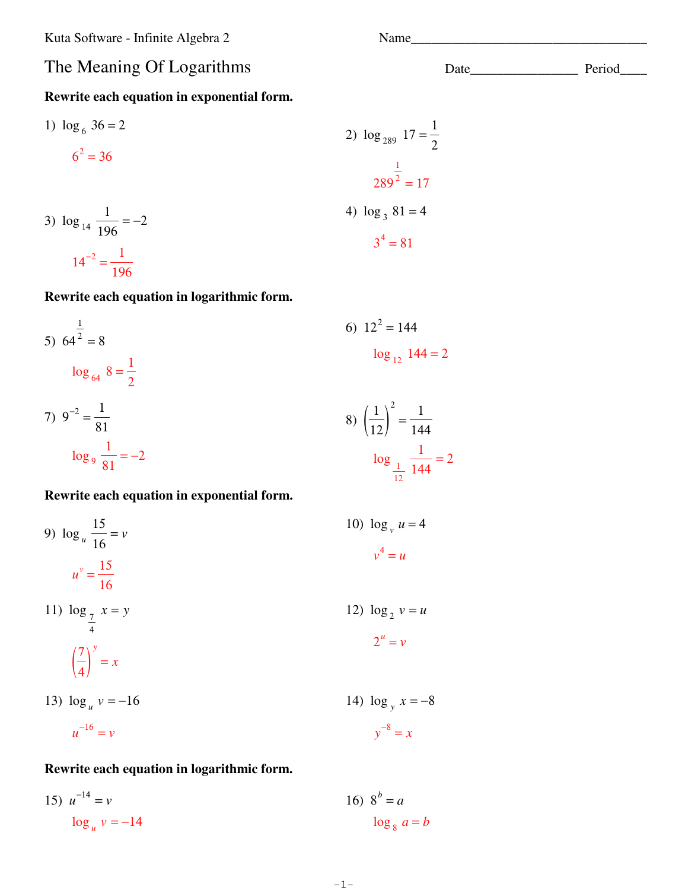Kuta Software - Infinite Algebra 2

Name________________________________

# The Meaning Of Logarithms

Date________________ Period____

**Rewrite each equation in exponential form.**

1) $\log_6 36 = 2$

$6^2 = 36$

2) $\log_{289} 17 = \frac{1}{2}$

$289^{\frac{1}{2}} = 17$

3) $\log_{14} \frac{1}{196} = -2$

$14^{-2} = \frac{1}{196}$

4) $\log_3 81 = 4$

$3^4 = 81$

**Rewrite each equation in logarithmic form.**

5) $64^{\frac{1}{2}} = 8$

$\log_{64} 8 = \frac{1}{2}$

6) $12^2 = 144$

$\log_{12} 144 = 2$

7) $9^{-2} = \frac{1}{81}$

$\log_9 \frac{1}{81} = -2$

8) $\left(\frac{1}{12}\right)^2 = \frac{1}{144}$

$\log_{\frac{1}{12}} \frac{1}{144} = 2$

**Rewrite each equation in exponential form.**

9) $\log_u \frac{15}{16} = v$

$u^v = \frac{15}{16}$

10) $\log_v u = 4$

$v^4 = u$

11) $\log_{\frac{7}{4}} x = y$

$\left(\frac{7}{4}\right)^y = x$

12) $\log_2 v = u$

$2^u = v$

13) $\log_u v = -16$

$u^{-16} = v$

14) $\log_y x = -8$

$y^{-8} = x$

**Rewrite each equation in logarithmic form.**

15) $u^{-14} = v$

$\log_u v = -14$

16) $8^b = a$

$\log_8 a = b$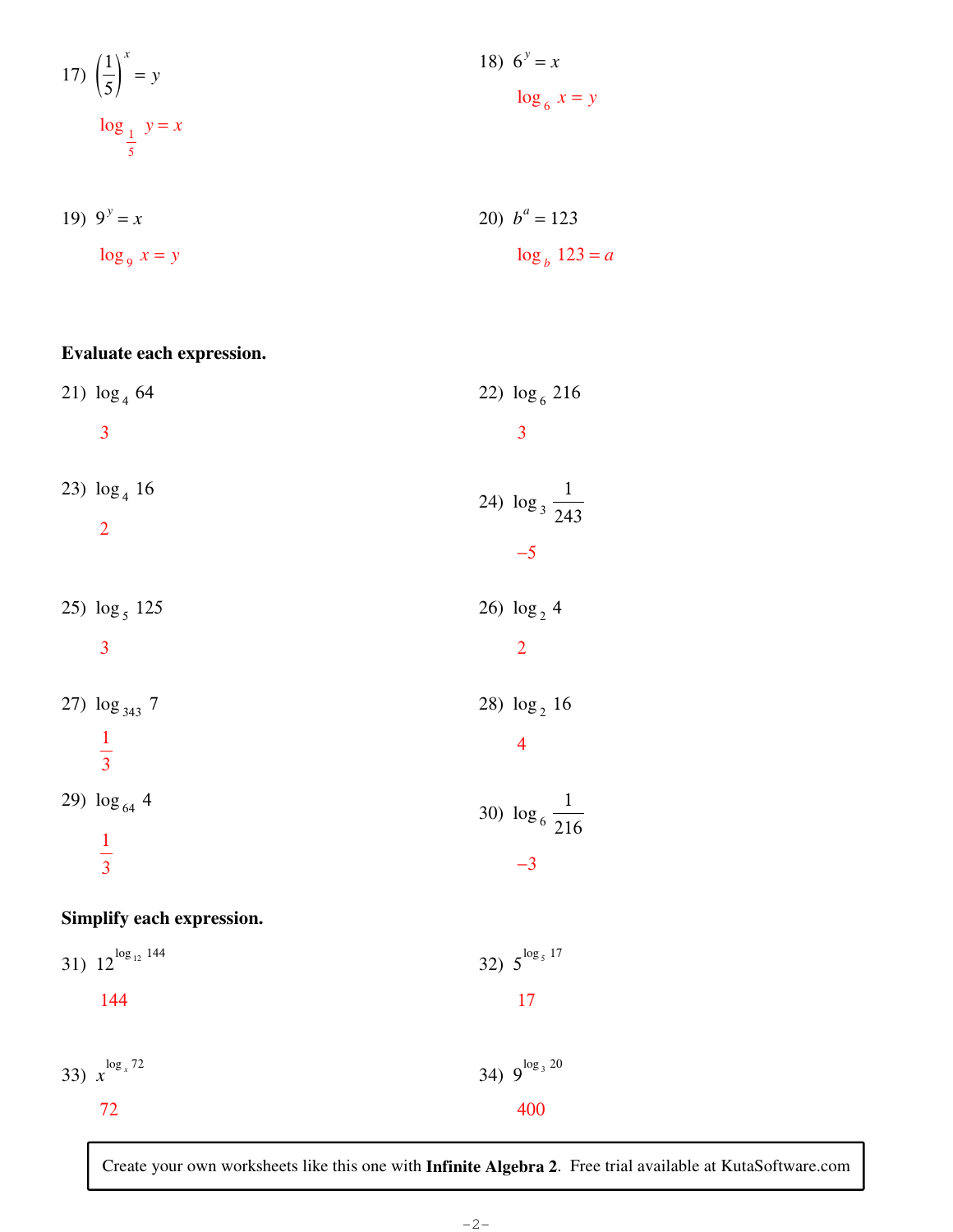17) $\left(\frac{1}{5}\right)^x = y$

$\log_{\frac{1}{5}} y = x$

18) $6^y = x$

$\log_6 x = y$

19) $9^y = x$

$\log_9 x = y$

20) $b^a = 123$

$\log_b 123 = a$

**Evaluate each expression.**

21) $\log_4 64$

$3$

22) $\log_6 216$

$3$

23) $\log_4 16$

$2$

24) $\log_3 \frac{1}{243}$

$-5$

25) $\log_5 125$

$3$

26) $\log_2 4$

$2$

27) $\log_{343} 7$

$\frac{1}{3}$

28) $\log_2 16$

$4$

29) $\log_{64} 4$

$\frac{1}{3}$

30) $\log_6 \frac{1}{216}$

$-3$

**Simplify each expression.**

31) $12^{\log_{12} 144}$

$144$

32) $5^{\log_5 17}$

$17$

33) $x^{\log_x 72}$

$72$

34) $9^{\log_3 20}$

$400$

Create your own worksheets like this one with **Infinite Algebra 2**. Free trial available at KutaSoftware.com